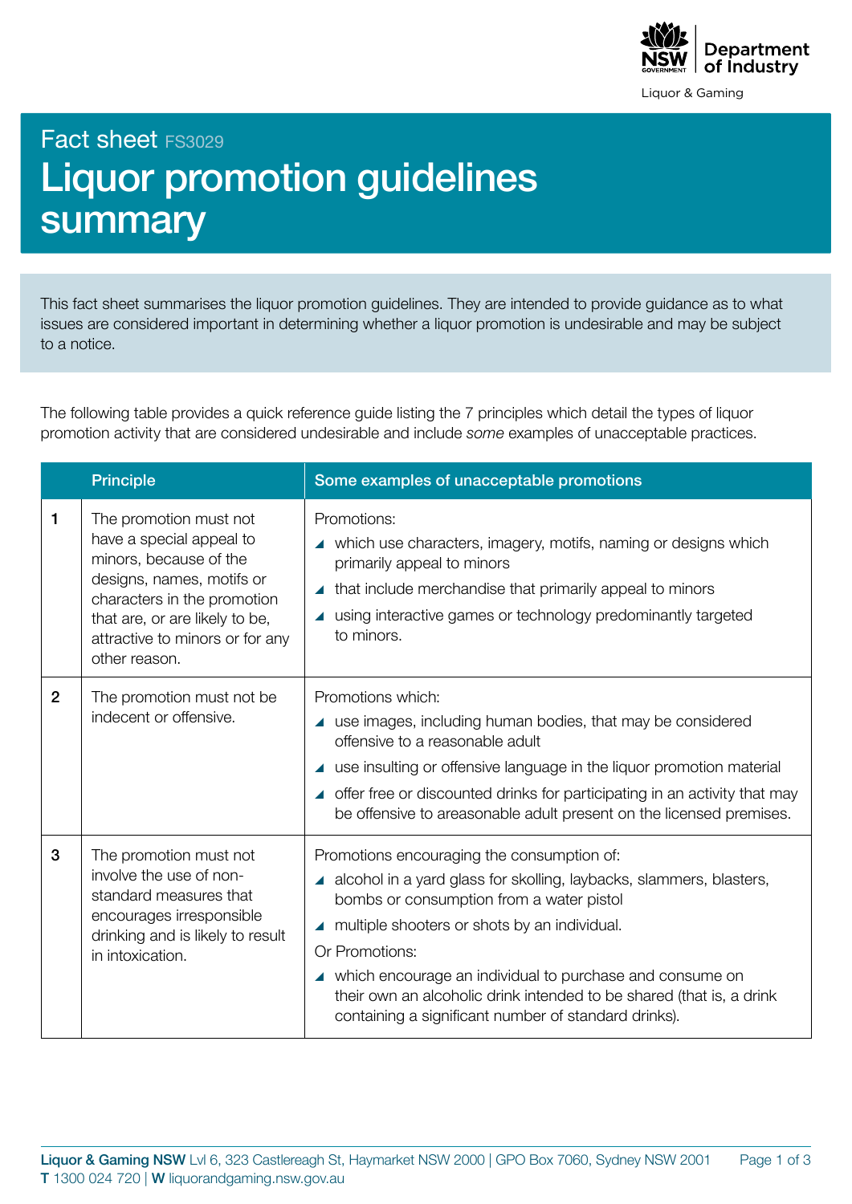Liquor & Gaming

Fact sheet FS3029

# Liquor promotion guidelines summary

This fact sheet summarises the liquor promotion guidelines. They are intended to provide guidance as to what issues are considered important in determining whether a liquor promotion is undesirable and may be subject to a notice.

The following table provides a quick reference guide listing the 7 principles which detail the types of liquor promotion activity that are considered undesirable and include *some* examples of unacceptable practices.

| | Principle | Some examples of unacceptable promotions |
|---|---|---|
| **1** | The promotion must not have a special appeal to minors, because of the designs, names, motifs or characters in the promotion that are, or are likely to be, attractive to minors or for any other reason. | Promotions:<br>- which use characters, imagery, motifs, naming or designs which primarily appeal to minors<br>- that include merchandise that primarily appeal to minors<br>- using interactive games or technology predominantly targeted to minors. |
| **2** | The promotion must not be indecent or offensive. | Promotions which:<br>- use images, including human bodies, that may be considered offensive to a reasonable adult<br>- use insulting or offensive language in the liquor promotion material<br>- offer free or discounted drinks for participating in an activity that may be offensive to areasonable adult present on the licensed premises. |
| **3** | The promotion must not involve the use of non-standard measures that encourages irresponsible drinking and is likely to result in intoxication. | Promotions encouraging the consumption of:<br>- alcohol in a yard glass for skolling, laybacks, slammers, blasters, bombs or consumption from a water pistol<br>- multiple shooters or shots by an individual.<br>Or Promotions:<br>- which encourage an individual to purchase and consume on their own an alcoholic drink intended to be shared (that is, a drink containing a significant number of standard drinks). |

**Liquor & Gaming NSW** Lvl 6, 323 Castlereagh St, Haymarket NSW 2000 | GPO Box 7060, Sydney NSW 2001
**T** 1300 024 720 | **W** liquorandgaming.nsw.gov.au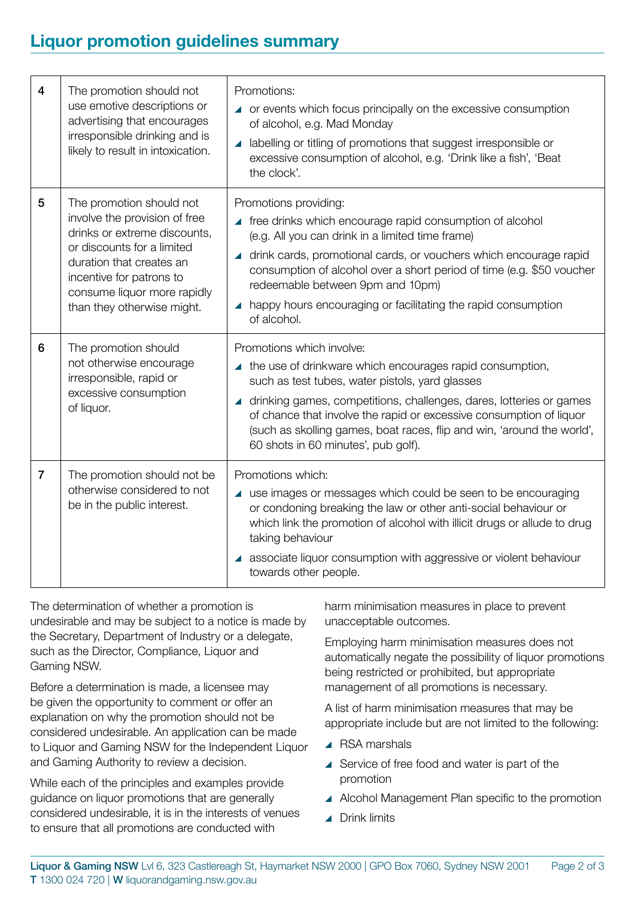## Liquor promotion guidelines summary

| | | |
|---|---|---|
| 4 | The promotion should not use emotive descriptions or advertising that encourages irresponsible drinking and is likely to result in intoxication. | Promotions:<br>◢ or events which focus principally on the excessive consumption of alcohol, e.g. Mad Monday<br>◢ labelling or titling of promotions that suggest irresponsible or excessive consumption of alcohol, e.g. 'Drink like a fish', 'Beat the clock'. |
| 5 | The promotion should not involve the provision of free drinks or extreme discounts, or discounts for a limited duration that creates an incentive for patrons to consume liquor more rapidly than they otherwise might. | Promotions providing:<br>◢ free drinks which encourage rapid consumption of alcohol (e.g. All you can drink in a limited time frame)<br>◢ drink cards, promotional cards, or vouchers which encourage rapid consumption of alcohol over a short period of time (e.g. $50 voucher redeemable between 9pm and 10pm)<br>◢ happy hours encouraging or facilitating the rapid consumption of alcohol. |
| 6 | The promotion should not otherwise encourage irresponsible, rapid or excessive consumption of liquor. | Promotions which involve:<br>◢ the use of drinkware which encourages rapid consumption, such as test tubes, water pistols, yard glasses<br>◢ drinking games, competitions, challenges, dares, lotteries or games of chance that involve the rapid or excessive consumption of liquor (such as skolling games, boat races, flip and win, 'around the world', 60 shots in 60 minutes', pub golf). |
| 7 | The promotion should not be otherwise considered to not be in the public interest. | Promotions which:<br>◢ use images or messages which could be seen to be encouraging or condoning breaking the law or other anti-social behaviour or which link the promotion of alcohol with illicit drugs or allude to drug taking behaviour<br>◢ associate liquor consumption with aggressive or violent behaviour towards other people. |

The determination of whether a promotion is undesirable and may be subject to a notice is made by the Secretary, Department of Industry or a delegate, such as the Director, Compliance, Liquor and Gaming NSW.

Before a determination is made, a licensee may be given the opportunity to comment or offer an explanation on why the promotion should not be considered undesirable. An application can be made to Liquor and Gaming NSW for the Independent Liquor and Gaming Authority to review a decision.

While each of the principles and examples provide guidance on liquor promotions that are generally considered undesirable, it is in the interests of venues to ensure that all promotions are conducted with harm minimisation measures in place to prevent unacceptable outcomes.

Employing harm minimisation measures does not automatically negate the possibility of liquor promotions being restricted or prohibited, but appropriate management of all promotions is necessary.

A list of harm minimisation measures that may be appropriate include but are not limited to the following:

- RSA marshals
- Service of free food and water is part of the promotion
- Alcohol Management Plan specific to the promotion
- Drink limits

**Liquor & Gaming NSW** Lvl 6, 323 Castlereagh St, Haymarket NSW 2000 | GPO Box 7060, Sydney NSW 2001
**T** 1300 024 720 | **W** liquorandgaming.nsw.gov.au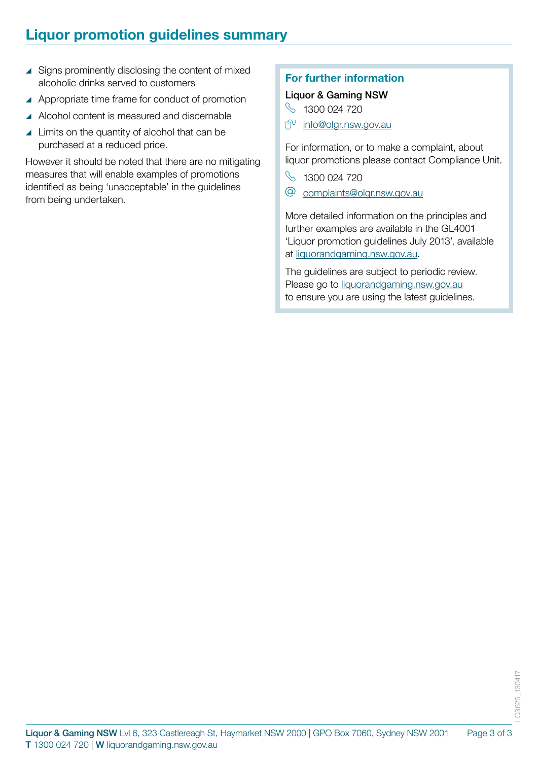## Liquor promotion guidelines summary

- Signs prominently disclosing the content of mixed alcoholic drinks served to customers
- Appropriate time frame for conduct of promotion
- Alcohol content is measured and discernable
- Limits on the quantity of alcohol that can be purchased at a reduced price.

However it should be noted that there are no mitigating measures that will enable examples of promotions identified as being 'unacceptable' in the guidelines from being undertaken.

### For further information

**Liquor & Gaming NSW**

1300 024 720

info@olgr.nsw.gov.au

For information, or to make a complaint, about liquor promotions please contact Compliance Unit.

1300 024 720

complaints@olgr.nsw.gov.au

More detailed information on the principles and further examples are available in the GL4001 'Liquor promotion guidelines July 2013', available at liquorandgaming.nsw.gov.au.

The guidelines are subject to periodic review. Please go to liquorandgaming.nsw.gov.au to ensure you are using the latest guidelines.

LQ3625_130417

**Liquor & Gaming NSW** Lvl 6, 323 Castlereagh St, Haymarket NSW 2000 | GPO Box 7060, Sydney NSW 2001
**T** 1300 024 720 | **W** liquorandgaming.nsw.gov.au